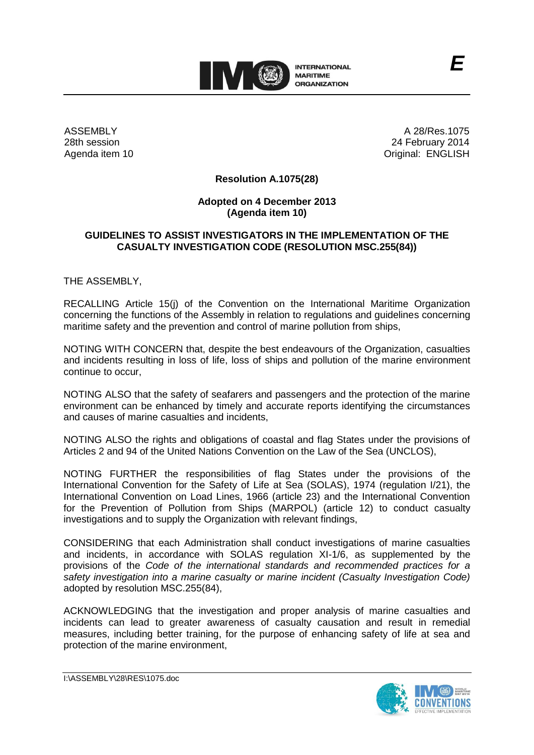E

ASSEMBLY
28th session
Agenda item 10

A 28/Res.1075
24 February 2014
Original: ENGLISH

**Resolution A.1075(28)**

**Adopted on 4 December 2013**
**(Agenda item 10)**

**GUIDELINES TO ASSIST INVESTIGATORS IN THE IMPLEMENTATION OF THE CASUALTY INVESTIGATION CODE (RESOLUTION MSC.255(84))**

THE ASSEMBLY,

RECALLING Article 15(j) of the Convention on the International Maritime Organization concerning the functions of the Assembly in relation to regulations and guidelines concerning maritime safety and the prevention and control of marine pollution from ships,

NOTING WITH CONCERN that, despite the best endeavours of the Organization, casualties and incidents resulting in loss of life, loss of ships and pollution of the marine environment continue to occur,

NOTING ALSO that the safety of seafarers and passengers and the protection of the marine environment can be enhanced by timely and accurate reports identifying the circumstances and causes of marine casualties and incidents,

NOTING ALSO the rights and obligations of coastal and flag States under the provisions of Articles 2 and 94 of the United Nations Convention on the Law of the Sea (UNCLOS),

NOTING FURTHER the responsibilities of flag States under the provisions of the International Convention for the Safety of Life at Sea (SOLAS), 1974 (regulation I/21), the International Convention on Load Lines, 1966 (article 23) and the International Convention for the Prevention of Pollution from Ships (MARPOL) (article 12) to conduct casualty investigations and to supply the Organization with relevant findings,

CONSIDERING that each Administration shall conduct investigations of marine casualties and incidents, in accordance with SOLAS regulation XI-1/6, as supplemented by the provisions of the *Code of the international standards and recommended practices for a safety investigation into a marine casualty or marine incident (Casualty Investigation Code)* adopted by resolution MSC.255(84),

ACKNOWLEDGING that the investigation and proper analysis of marine casualties and incidents can lead to greater awareness of casualty causation and result in remedial measures, including better training, for the purpose of enhancing safety of life at sea and protection of the marine environment,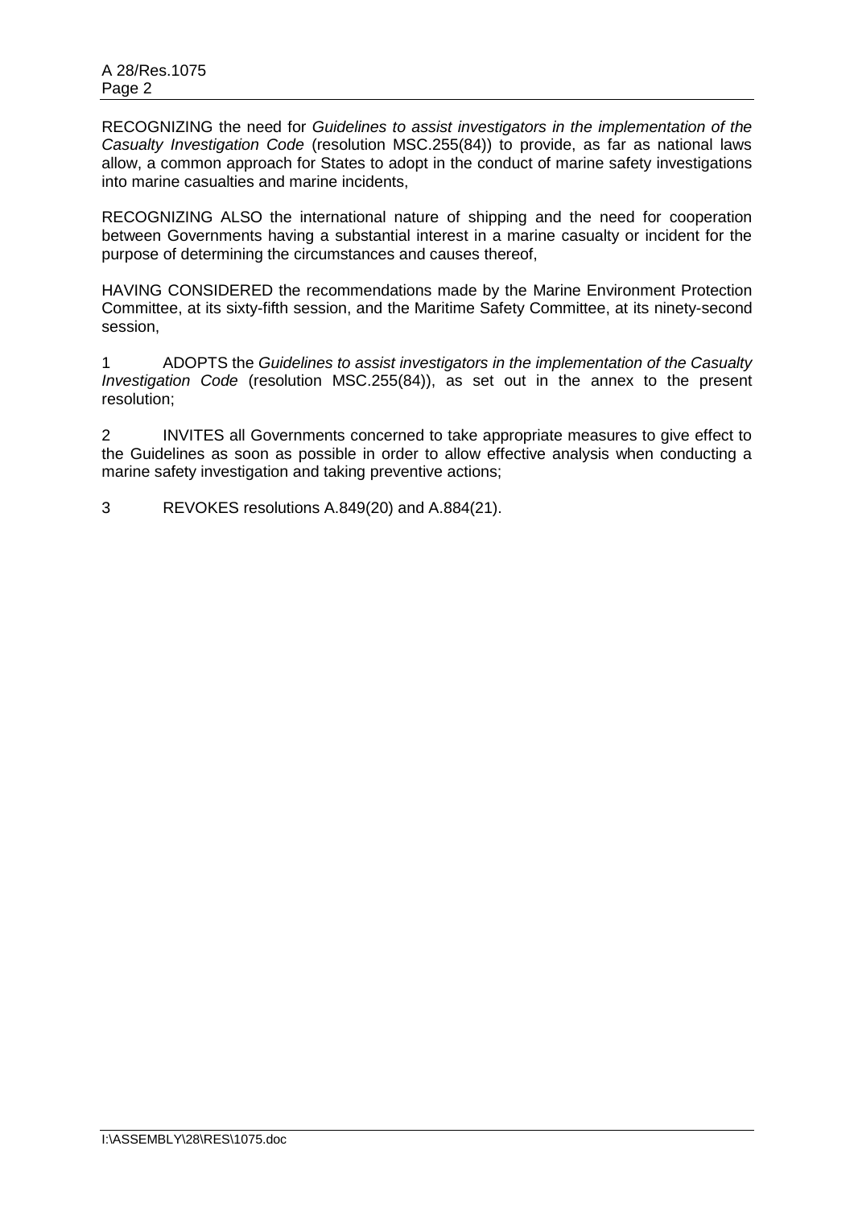RECOGNIZING the need for *Guidelines to assist investigators in the implementation of the Casualty Investigation Code* (resolution MSC.255(84)) to provide, as far as national laws allow, a common approach for States to adopt in the conduct of marine safety investigations into marine casualties and marine incidents,

RECOGNIZING ALSO the international nature of shipping and the need for cooperation between Governments having a substantial interest in a marine casualty or incident for the purpose of determining the circumstances and causes thereof,

HAVING CONSIDERED the recommendations made by the Marine Environment Protection Committee, at its sixty-fifth session, and the Maritime Safety Committee, at its ninety-second session,

1 ADOPTS the *Guidelines to assist investigators in the implementation of the Casualty Investigation Code* (resolution MSC.255(84)), as set out in the annex to the present resolution;

2 INVITES all Governments concerned to take appropriate measures to give effect to the Guidelines as soon as possible in order to allow effective analysis when conducting a marine safety investigation and taking preventive actions;

3 REVOKES resolutions A.849(20) and A.884(21).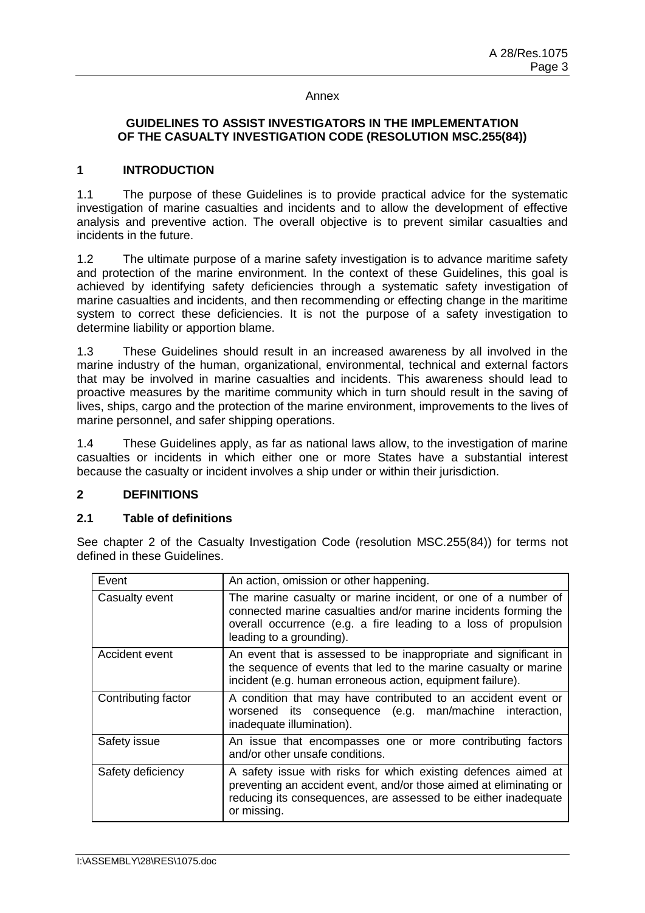Annex

## GUIDELINES TO ASSIST INVESTIGATORS IN THE IMPLEMENTATION OF THE CASUALTY INVESTIGATION CODE (RESOLUTION MSC.255(84))

## 1 INTRODUCTION

1.1 The purpose of these Guidelines is to provide practical advice for the systematic investigation of marine casualties and incidents and to allow the development of effective analysis and preventive action. The overall objective is to prevent similar casualties and incidents in the future.

1.2 The ultimate purpose of a marine safety investigation is to advance maritime safety and protection of the marine environment. In the context of these Guidelines, this goal is achieved by identifying safety deficiencies through a systematic safety investigation of marine casualties and incidents, and then recommending or effecting change in the maritime system to correct these deficiencies. It is not the purpose of a safety investigation to determine liability or apportion blame.

1.3 These Guidelines should result in an increased awareness by all involved in the marine industry of the human, organizational, environmental, technical and external factors that may be involved in marine casualties and incidents. This awareness should lead to proactive measures by the maritime community which in turn should result in the saving of lives, ships, cargo and the protection of the marine environment, improvements to the lives of marine personnel, and safer shipping operations.

1.4 These Guidelines apply, as far as national laws allow, to the investigation of marine casualties or incidents in which either one or more States have a substantial interest because the casualty or incident involves a ship under or within their jurisdiction.

## 2 DEFINITIONS

### 2.1 Table of definitions

See chapter 2 of the Casualty Investigation Code (resolution MSC.255(84)) for terms not defined in these Guidelines.

| Term | Definition |
|---|---|
| Event | An action, omission or other happening. |
| Casualty event | The marine casualty or marine incident, or one of a number of connected marine casualties and/or marine incidents forming the overall occurrence (e.g. a fire leading to a loss of propulsion leading to a grounding). |
| Accident event | An event that is assessed to be inappropriate and significant in the sequence of events that led to the marine casualty or marine incident (e.g. human erroneous action, equipment failure). |
| Contributing factor | A condition that may have contributed to an accident event or worsened its consequence (e.g. man/machine interaction, inadequate illumination). |
| Safety issue | An issue that encompasses one or more contributing factors and/or other unsafe conditions. |
| Safety deficiency | A safety issue with risks for which existing defences aimed at preventing an accident event, and/or those aimed at eliminating or reducing its consequences, are assessed to be either inadequate or missing. |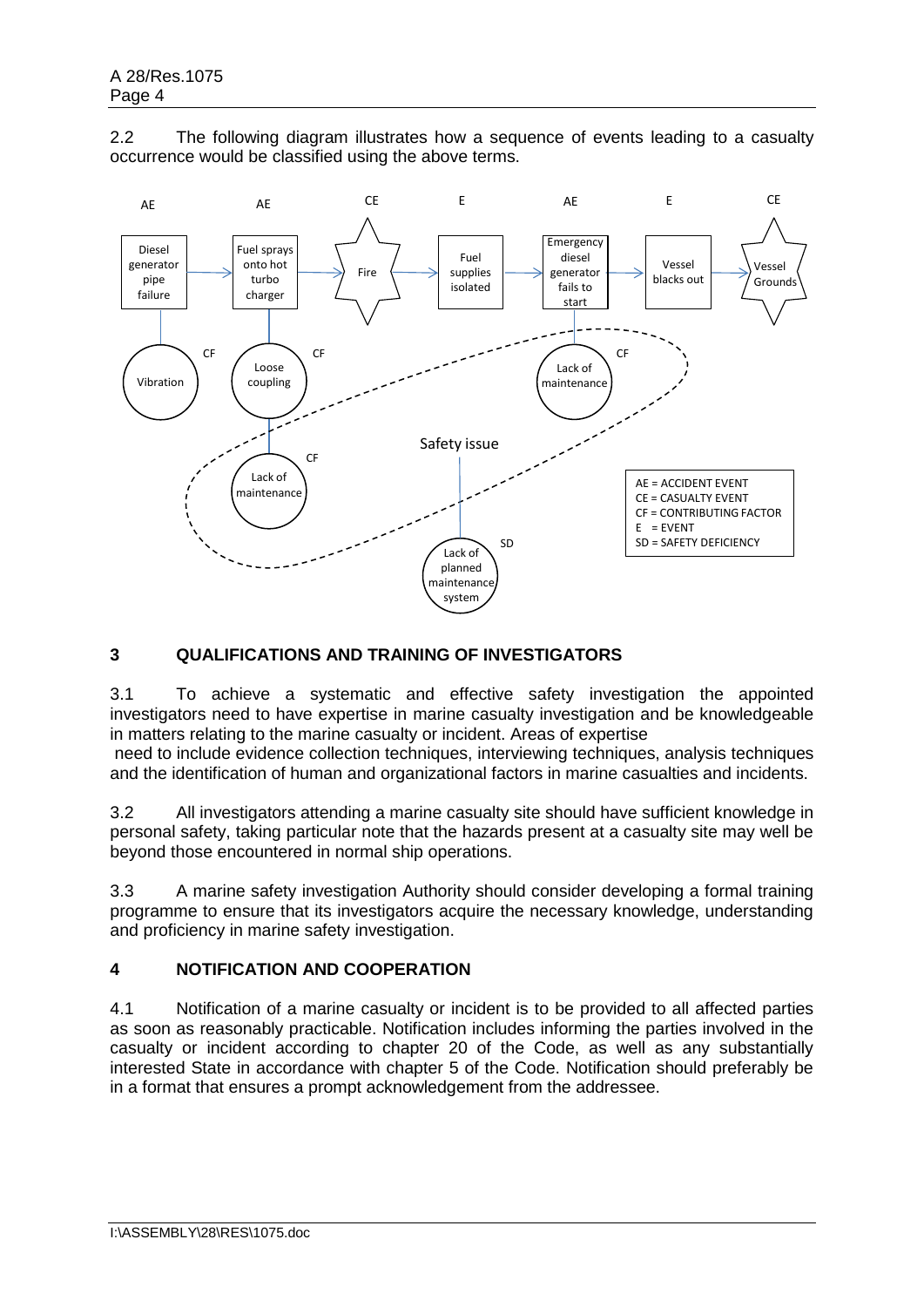2.2 The following diagram illustrates how a sequence of events leading to a casualty occurrence would be classified using the above terms.

## 3 QUALIFICATIONS AND TRAINING OF INVESTIGATORS

3.1 To achieve a systematic and effective safety investigation the appointed investigators need to have expertise in marine casualty investigation and be knowledgeable in matters relating to the marine casualty or incident. Areas of expertise need to include evidence collection techniques, interviewing techniques, analysis techniques and the identification of human and organizational factors in marine casualties and incidents.

3.2 All investigators attending a marine casualty site should have sufficient knowledge in personal safety, taking particular note that the hazards present at a casualty site may well be beyond those encountered in normal ship operations.

3.3 A marine safety investigation Authority should consider developing a formal training programme to ensure that its investigators acquire the necessary knowledge, understanding and proficiency in marine safety investigation.

## 4 NOTIFICATION AND COOPERATION

4.1 Notification of a marine casualty or incident is to be provided to all affected parties as soon as reasonably practicable. Notification includes informing the parties involved in the casualty or incident according to chapter 20 of the Code, as well as any substantially interested State in accordance with chapter 5 of the Code. Notification should preferably be in a format that ensures a prompt acknowledgement from the addressee.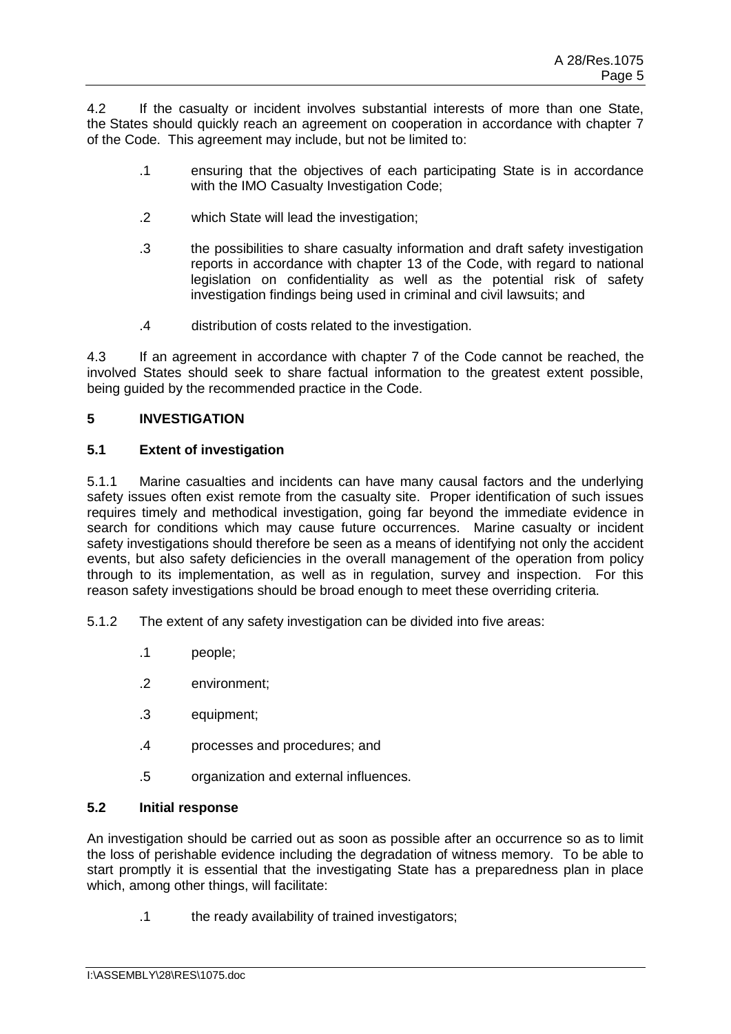4.2 If the casualty or incident involves substantial interests of more than one State, the States should quickly reach an agreement on cooperation in accordance with chapter 7 of the Code. This agreement may include, but not be limited to:

.1 ensuring that the objectives of each participating State is in accordance with the IMO Casualty Investigation Code;

.2 which State will lead the investigation;

.3 the possibilities to share casualty information and draft safety investigation reports in accordance with chapter 13 of the Code, with regard to national legislation on confidentiality as well as the potential risk of safety investigation findings being used in criminal and civil lawsuits; and

.4 distribution of costs related to the investigation.

4.3 If an agreement in accordance with chapter 7 of the Code cannot be reached, the involved States should seek to share factual information to the greatest extent possible, being guided by the recommended practice in the Code.

## 5 INVESTIGATION

### 5.1 Extent of investigation

5.1.1 Marine casualties and incidents can have many causal factors and the underlying safety issues often exist remote from the casualty site. Proper identification of such issues requires timely and methodical investigation, going far beyond the immediate evidence in search for conditions which may cause future occurrences. Marine casualty or incident safety investigations should therefore be seen as a means of identifying not only the accident events, but also safety deficiencies in the overall management of the operation from policy through to its implementation, as well as in regulation, survey and inspection. For this reason safety investigations should be broad enough to meet these overriding criteria.

5.1.2 The extent of any safety investigation can be divided into five areas:

.1 people;

.2 environment;

.3 equipment;

.4 processes and procedures; and

.5 organization and external influences.

### 5.2 Initial response

An investigation should be carried out as soon as possible after an occurrence so as to limit the loss of perishable evidence including the degradation of witness memory. To be able to start promptly it is essential that the investigating State has a preparedness plan in place which, among other things, will facilitate:

.1 the ready availability of trained investigators;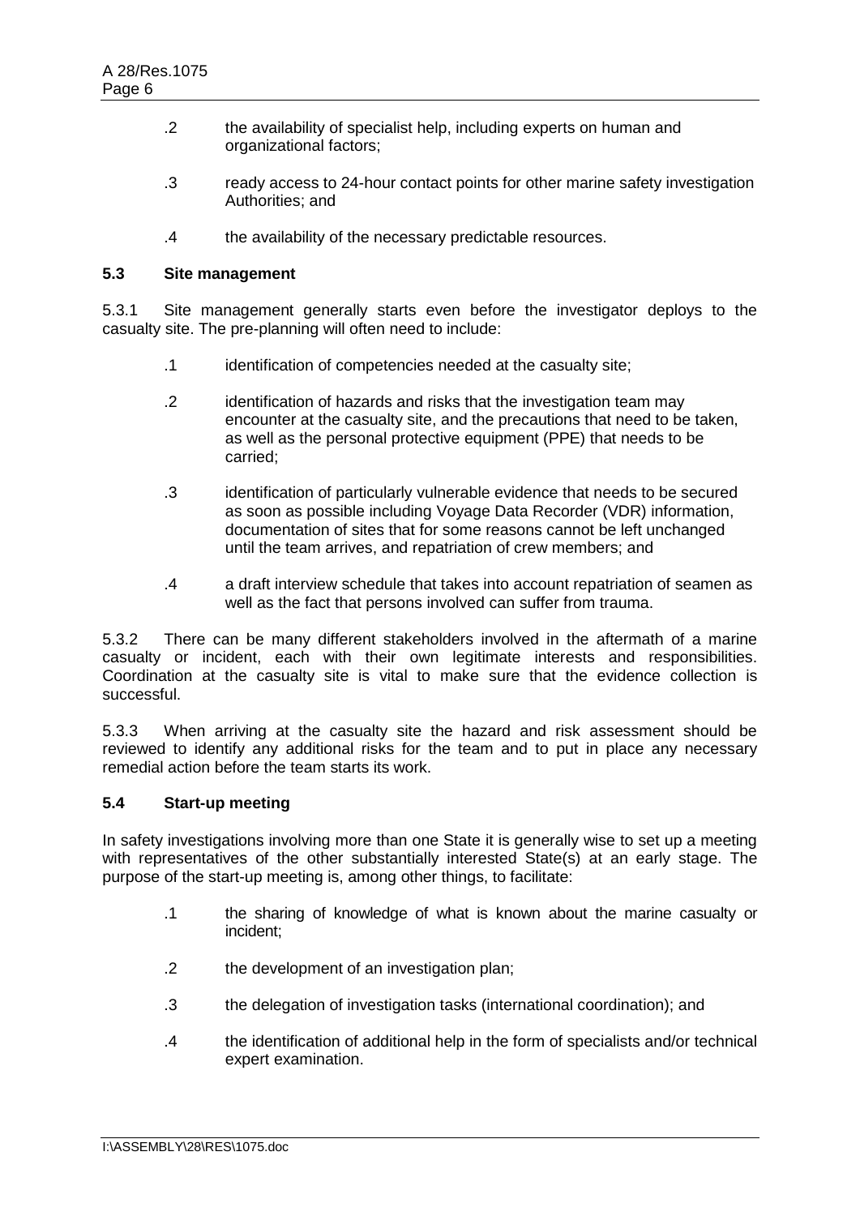.2 the availability of specialist help, including experts on human and organizational factors;

.3 ready access to 24-hour contact points for other marine safety investigation Authorities; and

.4 the availability of the necessary predictable resources.

### 5.3 Site management

5.3.1 Site management generally starts even before the investigator deploys to the casualty site. The pre-planning will often need to include:

.1 identification of competencies needed at the casualty site;

.2 identification of hazards and risks that the investigation team may encounter at the casualty site, and the precautions that need to be taken, as well as the personal protective equipment (PPE) that needs to be carried;

.3 identification of particularly vulnerable evidence that needs to be secured as soon as possible including Voyage Data Recorder (VDR) information, documentation of sites that for some reasons cannot be left unchanged until the team arrives, and repatriation of crew members; and

.4 a draft interview schedule that takes into account repatriation of seamen as well as the fact that persons involved can suffer from trauma.

5.3.2 There can be many different stakeholders involved in the aftermath of a marine casualty or incident, each with their own legitimate interests and responsibilities. Coordination at the casualty site is vital to make sure that the evidence collection is successful.

5.3.3 When arriving at the casualty site the hazard and risk assessment should be reviewed to identify any additional risks for the team and to put in place any necessary remedial action before the team starts its work.

### 5.4 Start-up meeting

In safety investigations involving more than one State it is generally wise to set up a meeting with representatives of the other substantially interested State(s) at an early stage. The purpose of the start-up meeting is, among other things, to facilitate:

.1 the sharing of knowledge of what is known about the marine casualty or incident;

.2 the development of an investigation plan;

.3 the delegation of investigation tasks (international coordination); and

.4 the identification of additional help in the form of specialists and/or technical expert examination.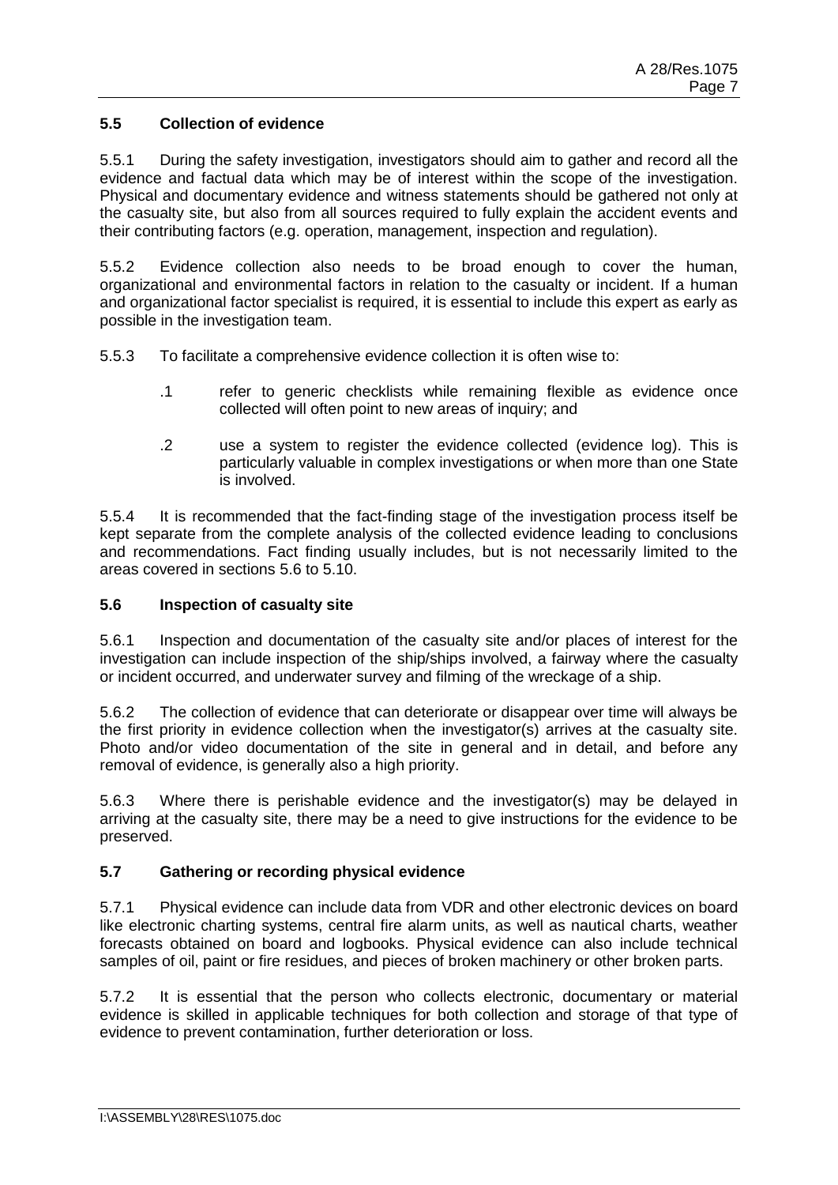### 5.5 Collection of evidence

5.5.1 During the safety investigation, investigators should aim to gather and record all the evidence and factual data which may be of interest within the scope of the investigation. Physical and documentary evidence and witness statements should be gathered not only at the casualty site, but also from all sources required to fully explain the accident events and their contributing factors (e.g. operation, management, inspection and regulation).

5.5.2 Evidence collection also needs to be broad enough to cover the human, organizational and environmental factors in relation to the casualty or incident. If a human and organizational factor specialist is required, it is essential to include this expert as early as possible in the investigation team.

5.5.3 To facilitate a comprehensive evidence collection it is often wise to:

.1 refer to generic checklists while remaining flexible as evidence once collected will often point to new areas of inquiry; and

.2 use a system to register the evidence collected (evidence log). This is particularly valuable in complex investigations or when more than one State is involved.

5.5.4 It is recommended that the fact-finding stage of the investigation process itself be kept separate from the complete analysis of the collected evidence leading to conclusions and recommendations. Fact finding usually includes, but is not necessarily limited to the areas covered in sections 5.6 to 5.10.

### 5.6 Inspection of casualty site

5.6.1 Inspection and documentation of the casualty site and/or places of interest for the investigation can include inspection of the ship/ships involved, a fairway where the casualty or incident occurred, and underwater survey and filming of the wreckage of a ship.

5.6.2 The collection of evidence that can deteriorate or disappear over time will always be the first priority in evidence collection when the investigator(s) arrives at the casualty site. Photo and/or video documentation of the site in general and in detail, and before any removal of evidence, is generally also a high priority.

5.6.3 Where there is perishable evidence and the investigator(s) may be delayed in arriving at the casualty site, there may be a need to give instructions for the evidence to be preserved.

### 5.7 Gathering or recording physical evidence

5.7.1 Physical evidence can include data from VDR and other electronic devices on board like electronic charting systems, central fire alarm units, as well as nautical charts, weather forecasts obtained on board and logbooks. Physical evidence can also include technical samples of oil, paint or fire residues, and pieces of broken machinery or other broken parts.

5.7.2 It is essential that the person who collects electronic, documentary or material evidence is skilled in applicable techniques for both collection and storage of that type of evidence to prevent contamination, further deterioration or loss.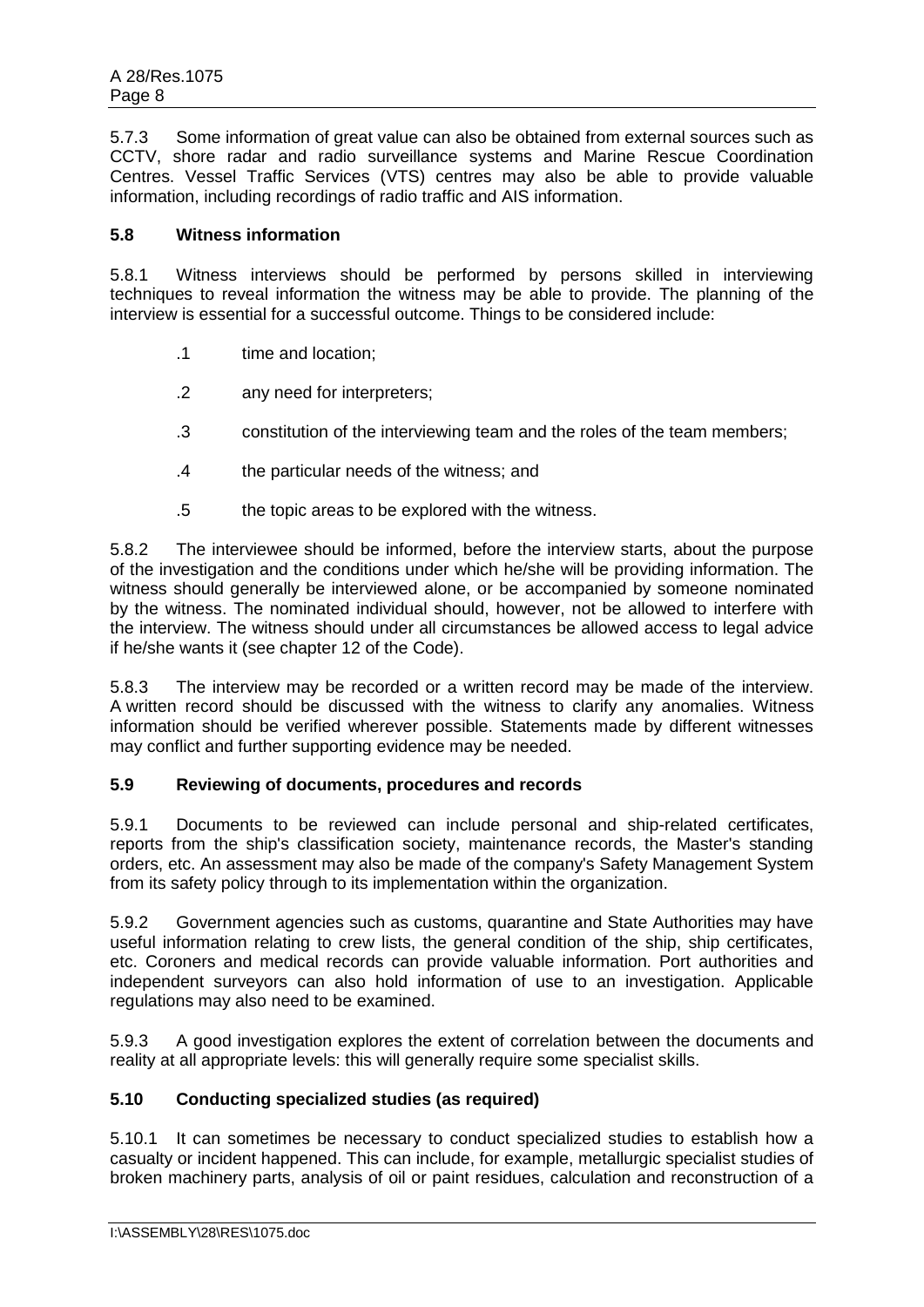5.7.3 Some information of great value can also be obtained from external sources such as CCTV, shore radar and radio surveillance systems and Marine Rescue Coordination Centres. Vessel Traffic Services (VTS) centres may also be able to provide valuable information, including recordings of radio traffic and AIS information.

## 5.8 Witness information

5.8.1 Witness interviews should be performed by persons skilled in interviewing techniques to reveal information the witness may be able to provide. The planning of the interview is essential for a successful outcome. Things to be considered include:

.1 time and location;

.2 any need for interpreters;

.3 constitution of the interviewing team and the roles of the team members;

.4 the particular needs of the witness; and

.5 the topic areas to be explored with the witness.

5.8.2 The interviewee should be informed, before the interview starts, about the purpose of the investigation and the conditions under which he/she will be providing information. The witness should generally be interviewed alone, or be accompanied by someone nominated by the witness. The nominated individual should, however, not be allowed to interfere with the interview. The witness should under all circumstances be allowed access to legal advice if he/she wants it (see chapter 12 of the Code).

5.8.3 The interview may be recorded or a written record may be made of the interview. A written record should be discussed with the witness to clarify any anomalies. Witness information should be verified wherever possible. Statements made by different witnesses may conflict and further supporting evidence may be needed.

## 5.9 Reviewing of documents, procedures and records

5.9.1 Documents to be reviewed can include personal and ship-related certificates, reports from the ship's classification society, maintenance records, the Master's standing orders, etc. An assessment may also be made of the company's Safety Management System from its safety policy through to its implementation within the organization.

5.9.2 Government agencies such as customs, quarantine and State Authorities may have useful information relating to crew lists, the general condition of the ship, ship certificates, etc. Coroners and medical records can provide valuable information. Port authorities and independent surveyors can also hold information of use to an investigation. Applicable regulations may also need to be examined.

5.9.3 A good investigation explores the extent of correlation between the documents and reality at all appropriate levels: this will generally require some specialist skills.

## 5.10 Conducting specialized studies (as required)

5.10.1 It can sometimes be necessary to conduct specialized studies to establish how a casualty or incident happened. This can include, for example, metallurgic specialist studies of broken machinery parts, analysis of oil or paint residues, calculation and reconstruction of a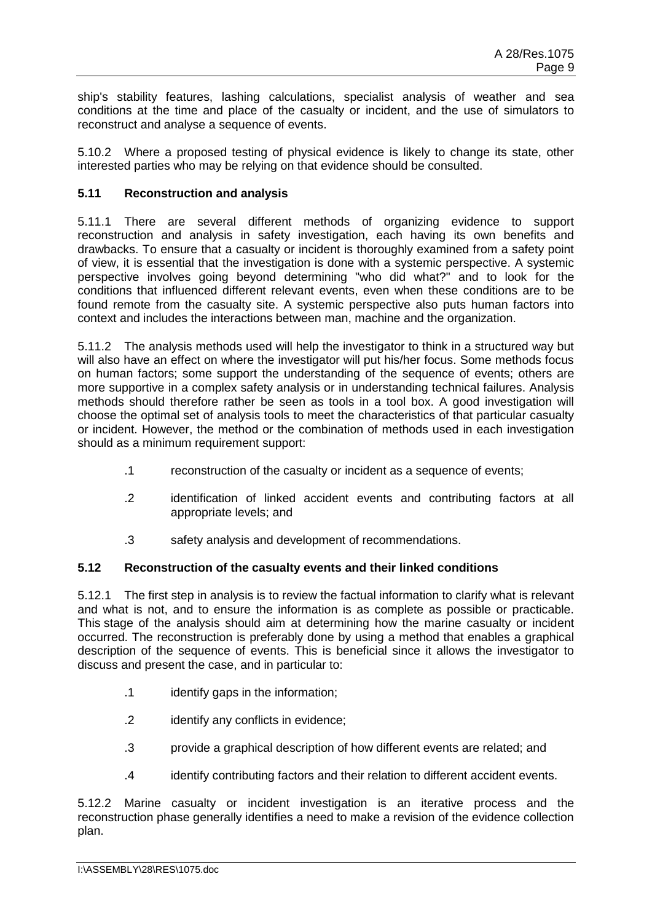ship's stability features, lashing calculations, specialist analysis of weather and sea conditions at the time and place of the casualty or incident, and the use of simulators to reconstruct and analyse a sequence of events.

5.10.2 Where a proposed testing of physical evidence is likely to change its state, other interested parties who may be relying on that evidence should be consulted.

### 5.11 Reconstruction and analysis

5.11.1 There are several different methods of organizing evidence to support reconstruction and analysis in safety investigation, each having its own benefits and drawbacks. To ensure that a casualty or incident is thoroughly examined from a safety point of view, it is essential that the investigation is done with a systemic perspective. A systemic perspective involves going beyond determining "who did what?" and to look for the conditions that influenced different relevant events, even when these conditions are to be found remote from the casualty site. A systemic perspective also puts human factors into context and includes the interactions between man, machine and the organization.

5.11.2 The analysis methods used will help the investigator to think in a structured way but will also have an effect on where the investigator will put his/her focus. Some methods focus on human factors; some support the understanding of the sequence of events; others are more supportive in a complex safety analysis or in understanding technical failures. Analysis methods should therefore rather be seen as tools in a tool box. A good investigation will choose the optimal set of analysis tools to meet the characteristics of that particular casualty or incident. However, the method or the combination of methods used in each investigation should as a minimum requirement support:

.1 reconstruction of the casualty or incident as a sequence of events;

.2 identification of linked accident events and contributing factors at all appropriate levels; and

.3 safety analysis and development of recommendations.

### 5.12 Reconstruction of the casualty events and their linked conditions

5.12.1 The first step in analysis is to review the factual information to clarify what is relevant and what is not, and to ensure the information is as complete as possible or practicable. This stage of the analysis should aim at determining how the marine casualty or incident occurred. The reconstruction is preferably done by using a method that enables a graphical description of the sequence of events. This is beneficial since it allows the investigator to discuss and present the case, and in particular to:

.1 identify gaps in the information;

.2 identify any conflicts in evidence;

.3 provide a graphical description of how different events are related; and

.4 identify contributing factors and their relation to different accident events.

5.12.2 Marine casualty or incident investigation is an iterative process and the reconstruction phase generally identifies a need to make a revision of the evidence collection plan.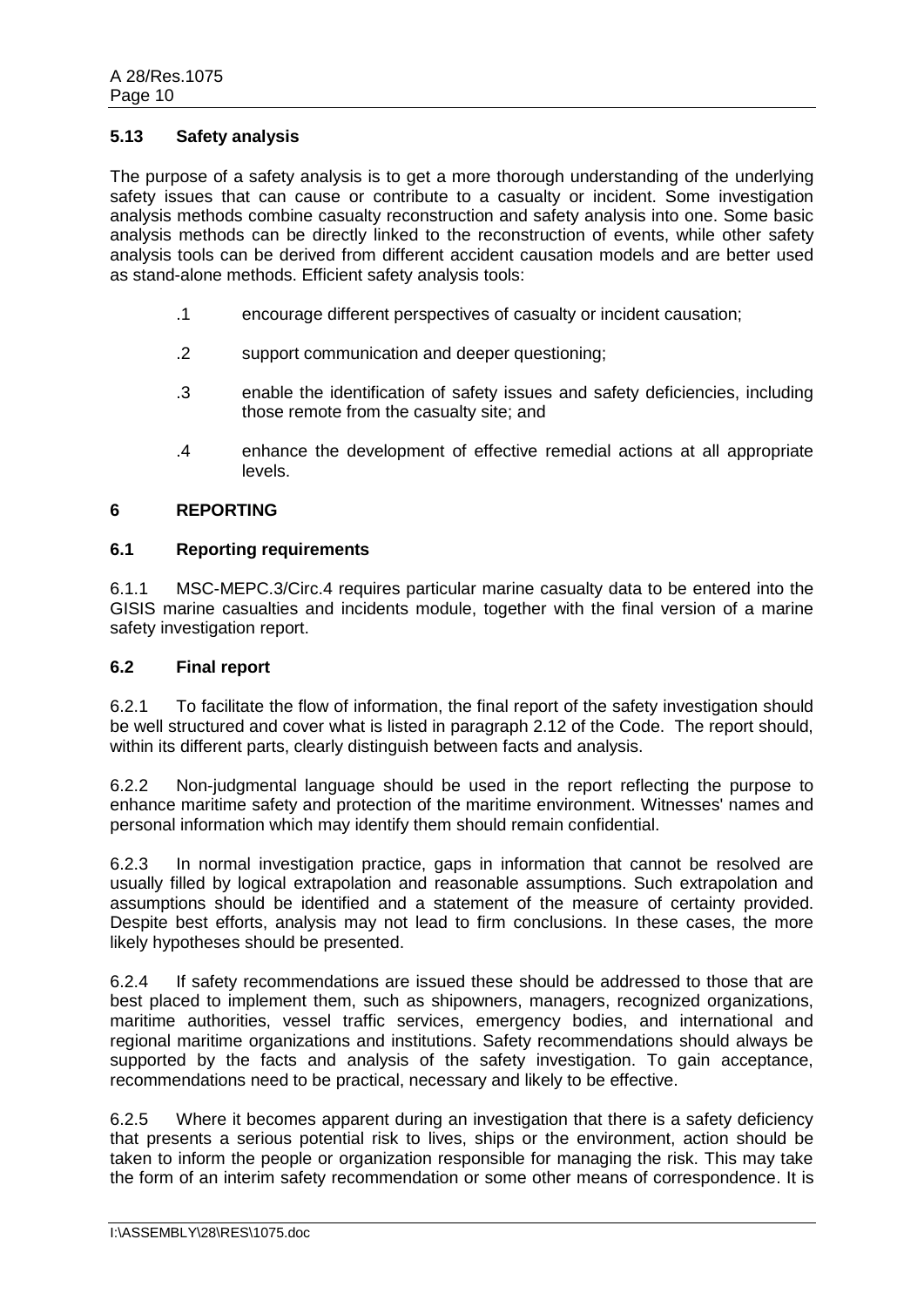### 5.13 Safety analysis

The purpose of a safety analysis is to get a more thorough understanding of the underlying safety issues that can cause or contribute to a casualty or incident. Some investigation analysis methods combine casualty reconstruction and safety analysis into one. Some basic analysis methods can be directly linked to the reconstruction of events, while other safety analysis tools can be derived from different accident causation models and are better used as stand-alone methods. Efficient safety analysis tools:

.1 encourage different perspectives of casualty or incident causation;

.2 support communication and deeper questioning;

.3 enable the identification of safety issues and safety deficiencies, including those remote from the casualty site; and

.4 enhance the development of effective remedial actions at all appropriate levels.

## 6 REPORTING

### 6.1 Reporting requirements

6.1.1 MSC-MEPC.3/Circ.4 requires particular marine casualty data to be entered into the GISIS marine casualties and incidents module, together with the final version of a marine safety investigation report.

### 6.2 Final report

6.2.1 To facilitate the flow of information, the final report of the safety investigation should be well structured and cover what is listed in paragraph 2.12 of the Code. The report should, within its different parts, clearly distinguish between facts and analysis.

6.2.2 Non-judgmental language should be used in the report reflecting the purpose to enhance maritime safety and protection of the maritime environment. Witnesses' names and personal information which may identify them should remain confidential.

6.2.3 In normal investigation practice, gaps in information that cannot be resolved are usually filled by logical extrapolation and reasonable assumptions. Such extrapolation and assumptions should be identified and a statement of the measure of certainty provided. Despite best efforts, analysis may not lead to firm conclusions. In these cases, the more likely hypotheses should be presented.

6.2.4 If safety recommendations are issued these should be addressed to those that are best placed to implement them, such as shipowners, managers, recognized organizations, maritime authorities, vessel traffic services, emergency bodies, and international and regional maritime organizations and institutions. Safety recommendations should always be supported by the facts and analysis of the safety investigation. To gain acceptance, recommendations need to be practical, necessary and likely to be effective.

6.2.5 Where it becomes apparent during an investigation that there is a safety deficiency that presents a serious potential risk to lives, ships or the environment, action should be taken to inform the people or organization responsible for managing the risk. This may take the form of an interim safety recommendation or some other means of correspondence. It is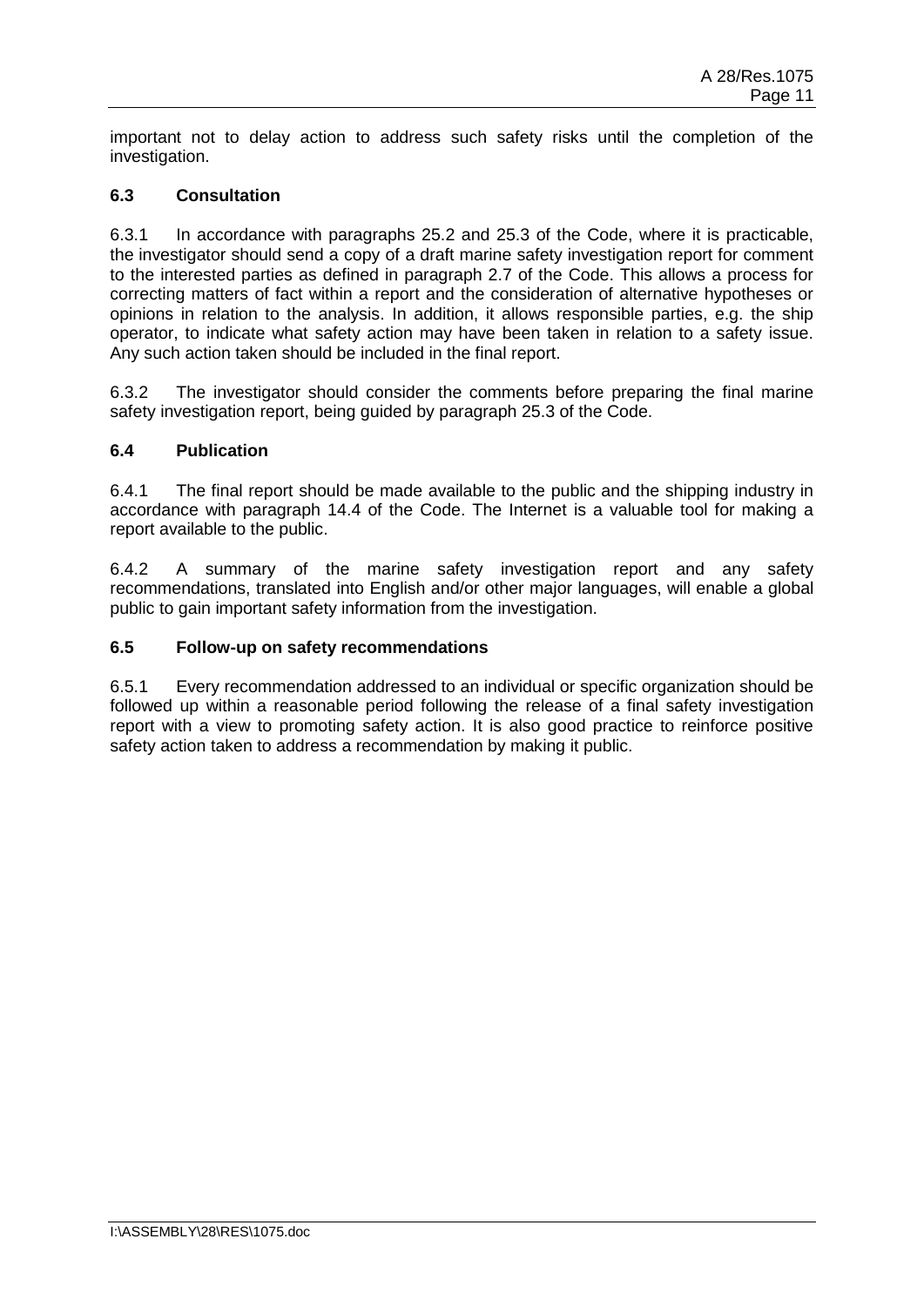important not to delay action to address such safety risks until the completion of the investigation.

### 6.3 Consultation

6.3.1 In accordance with paragraphs 25.2 and 25.3 of the Code, where it is practicable, the investigator should send a copy of a draft marine safety investigation report for comment to the interested parties as defined in paragraph 2.7 of the Code. This allows a process for correcting matters of fact within a report and the consideration of alternative hypotheses or opinions in relation to the analysis. In addition, it allows responsible parties, e.g. the ship operator, to indicate what safety action may have been taken in relation to a safety issue. Any such action taken should be included in the final report.

6.3.2 The investigator should consider the comments before preparing the final marine safety investigation report, being guided by paragraph 25.3 of the Code.

### 6.4 Publication

6.4.1 The final report should be made available to the public and the shipping industry in accordance with paragraph 14.4 of the Code. The Internet is a valuable tool for making a report available to the public.

6.4.2 A summary of the marine safety investigation report and any safety recommendations, translated into English and/or other major languages, will enable a global public to gain important safety information from the investigation.

### 6.5 Follow-up on safety recommendations

6.5.1 Every recommendation addressed to an individual or specific organization should be followed up within a reasonable period following the release of a final safety investigation report with a view to promoting safety action. It is also good practice to reinforce positive safety action taken to address a recommendation by making it public.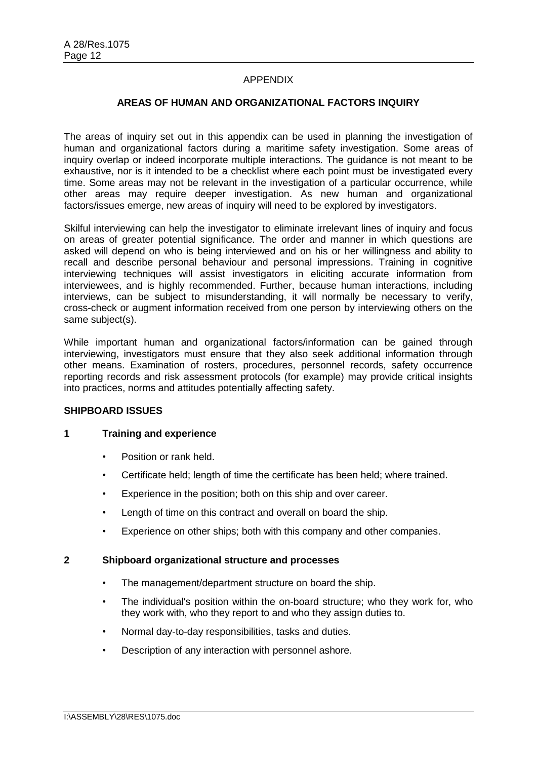## APPENDIX

### AREAS OF HUMAN AND ORGANIZATIONAL FACTORS INQUIRY

The areas of inquiry set out in this appendix can be used in planning the investigation of human and organizational factors during a maritime safety investigation. Some areas of inquiry overlap or indeed incorporate multiple interactions. The guidance is not meant to be exhaustive, nor is it intended to be a checklist where each point must be investigated every time. Some areas may not be relevant in the investigation of a particular occurrence, while other areas may require deeper investigation. As new human and organizational factors/issues emerge, new areas of inquiry will need to be explored by investigators.

Skilful interviewing can help the investigator to eliminate irrelevant lines of inquiry and focus on areas of greater potential significance. The order and manner in which questions are asked will depend on who is being interviewed and on his or her willingness and ability to recall and describe personal behaviour and personal impressions. Training in cognitive interviewing techniques will assist investigators in eliciting accurate information from interviewees, and is highly recommended. Further, because human interactions, including interviews, can be subject to misunderstanding, it will normally be necessary to verify, cross-check or augment information received from one person by interviewing others on the same subject(s).

While important human and organizational factors/information can be gained through interviewing, investigators must ensure that they also seek additional information through other means. Examination of rosters, procedures, personnel records, safety occurrence reporting records and risk assessment protocols (for example) may provide critical insights into practices, norms and attitudes potentially affecting safety.

### SHIPBOARD ISSUES

#### 1 Training and experience

- Position or rank held.
- Certificate held; length of time the certificate has been held; where trained.
- Experience in the position; both on this ship and over career.
- Length of time on this contract and overall on board the ship.
- Experience on other ships; both with this company and other companies.

#### 2 Shipboard organizational structure and processes

- The management/department structure on board the ship.
- The individual's position within the on-board structure; who they work for, who they work with, who they report to and who they assign duties to.
- Normal day-to-day responsibilities, tasks and duties.
- Description of any interaction with personnel ashore.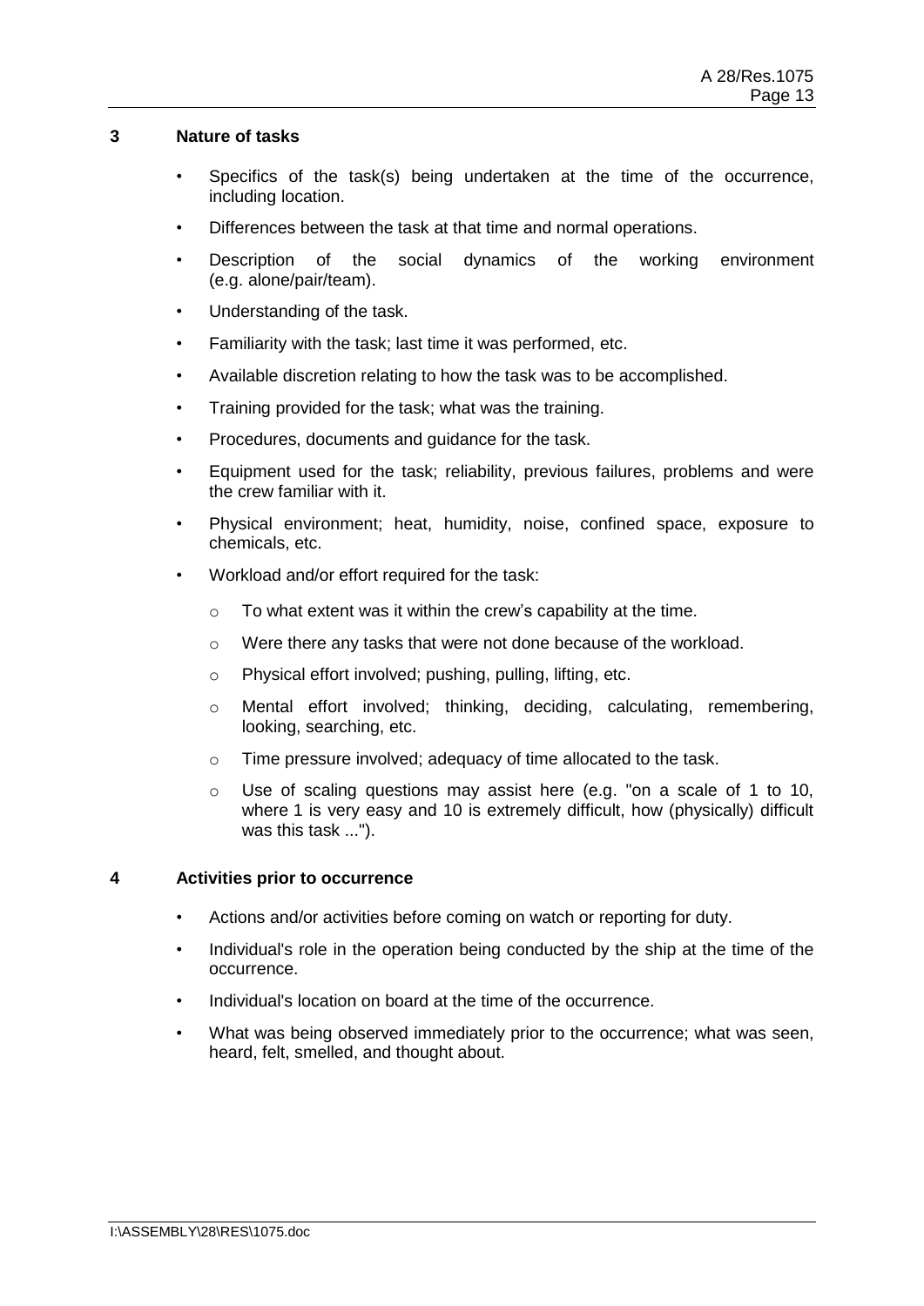### 3 Nature of tasks

- Specifics of the task(s) being undertaken at the time of the occurrence, including location.
- Differences between the task at that time and normal operations.
- Description of the social dynamics of the working environment (e.g. alone/pair/team).
- Understanding of the task.
- Familiarity with the task; last time it was performed, etc.
- Available discretion relating to how the task was to be accomplished.
- Training provided for the task; what was the training.
- Procedures, documents and guidance for the task.
- Equipment used for the task; reliability, previous failures, problems and were the crew familiar with it.
- Physical environment; heat, humidity, noise, confined space, exposure to chemicals, etc.
- Workload and/or effort required for the task:
  - To what extent was it within the crew's capability at the time.
  - Were there any tasks that were not done because of the workload.
  - Physical effort involved; pushing, pulling, lifting, etc.
  - Mental effort involved; thinking, deciding, calculating, remembering, looking, searching, etc.
  - Time pressure involved; adequacy of time allocated to the task.
  - Use of scaling questions may assist here (e.g. "on a scale of 1 to 10, where 1 is very easy and 10 is extremely difficult, how (physically) difficult was this task ...").

### 4 Activities prior to occurrence

- Actions and/or activities before coming on watch or reporting for duty.
- Individual's role in the operation being conducted by the ship at the time of the occurrence.
- Individual's location on board at the time of the occurrence.
- What was being observed immediately prior to the occurrence; what was seen, heard, felt, smelled, and thought about.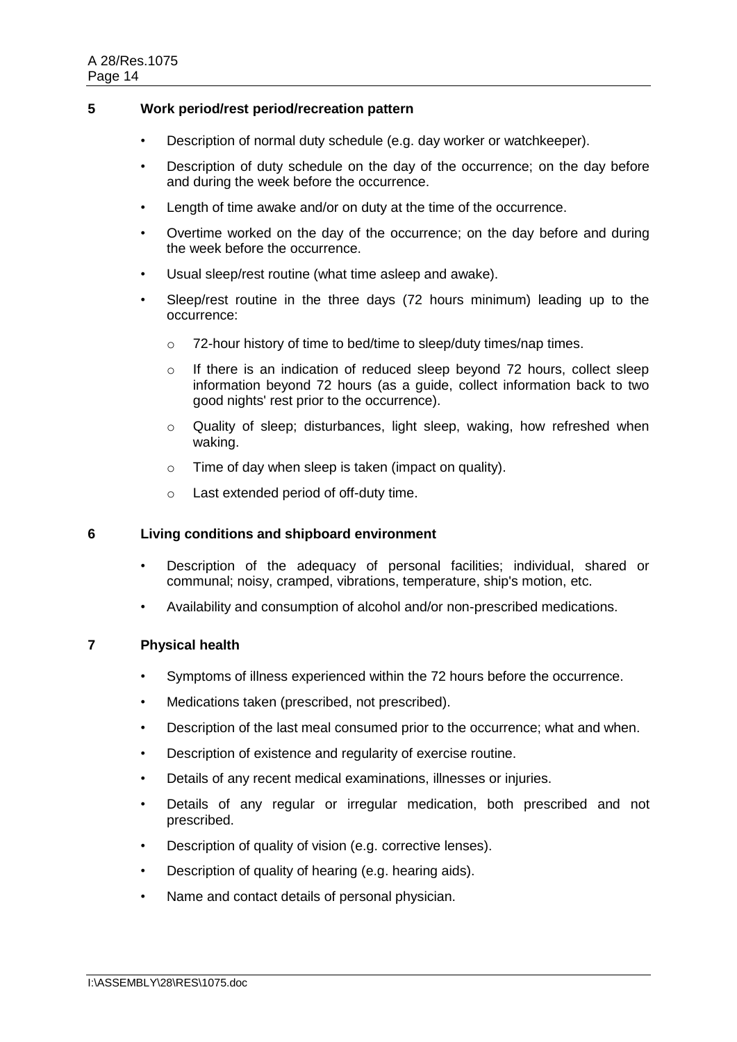### 5 Work period/rest period/recreation pattern

- Description of normal duty schedule (e.g. day worker or watchkeeper).
- Description of duty schedule on the day of the occurrence; on the day before and during the week before the occurrence.
- Length of time awake and/or on duty at the time of the occurrence.
- Overtime worked on the day of the occurrence; on the day before and during the week before the occurrence.
- Usual sleep/rest routine (what time asleep and awake).
- Sleep/rest routine in the three days (72 hours minimum) leading up to the occurrence:
  - 72-hour history of time to bed/time to sleep/duty times/nap times.
  - If there is an indication of reduced sleep beyond 72 hours, collect sleep information beyond 72 hours (as a guide, collect information back to two good nights' rest prior to the occurrence).
  - Quality of sleep; disturbances, light sleep, waking, how refreshed when waking.
  - Time of day when sleep is taken (impact on quality).
  - Last extended period of off-duty time.

### 6 Living conditions and shipboard environment

- Description of the adequacy of personal facilities; individual, shared or communal; noisy, cramped, vibrations, temperature, ship's motion, etc.
- Availability and consumption of alcohol and/or non-prescribed medications.

### 7 Physical health

- Symptoms of illness experienced within the 72 hours before the occurrence.
- Medications taken (prescribed, not prescribed).
- Description of the last meal consumed prior to the occurrence; what and when.
- Description of existence and regularity of exercise routine.
- Details of any recent medical examinations, illnesses or injuries.
- Details of any regular or irregular medication, both prescribed and not prescribed.
- Description of quality of vision (e.g. corrective lenses).
- Description of quality of hearing (e.g. hearing aids).
- Name and contact details of personal physician.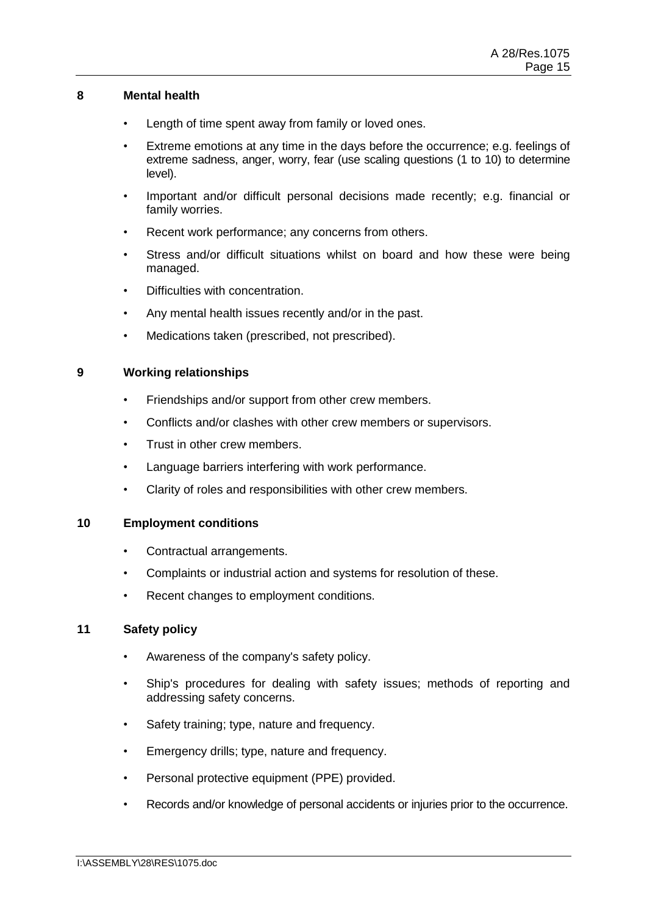**8 Mental health**

- Length of time spent away from family or loved ones.
- Extreme emotions at any time in the days before the occurrence; e.g. feelings of extreme sadness, anger, worry, fear (use scaling questions (1 to 10) to determine level).
- Important and/or difficult personal decisions made recently; e.g. financial or family worries.
- Recent work performance; any concerns from others.
- Stress and/or difficult situations whilst on board and how these were being managed.
- Difficulties with concentration.
- Any mental health issues recently and/or in the past.
- Medications taken (prescribed, not prescribed).

**9 Working relationships**

- Friendships and/or support from other crew members.
- Conflicts and/or clashes with other crew members or supervisors.
- Trust in other crew members.
- Language barriers interfering with work performance.
- Clarity of roles and responsibilities with other crew members.

**10 Employment conditions**

- Contractual arrangements.
- Complaints or industrial action and systems for resolution of these.
- Recent changes to employment conditions.

**11 Safety policy**

- Awareness of the company's safety policy.
- Ship's procedures for dealing with safety issues; methods of reporting and addressing safety concerns.
- Safety training; type, nature and frequency.
- Emergency drills; type, nature and frequency.
- Personal protective equipment (PPE) provided.
- Records and/or knowledge of personal accidents or injuries prior to the occurrence.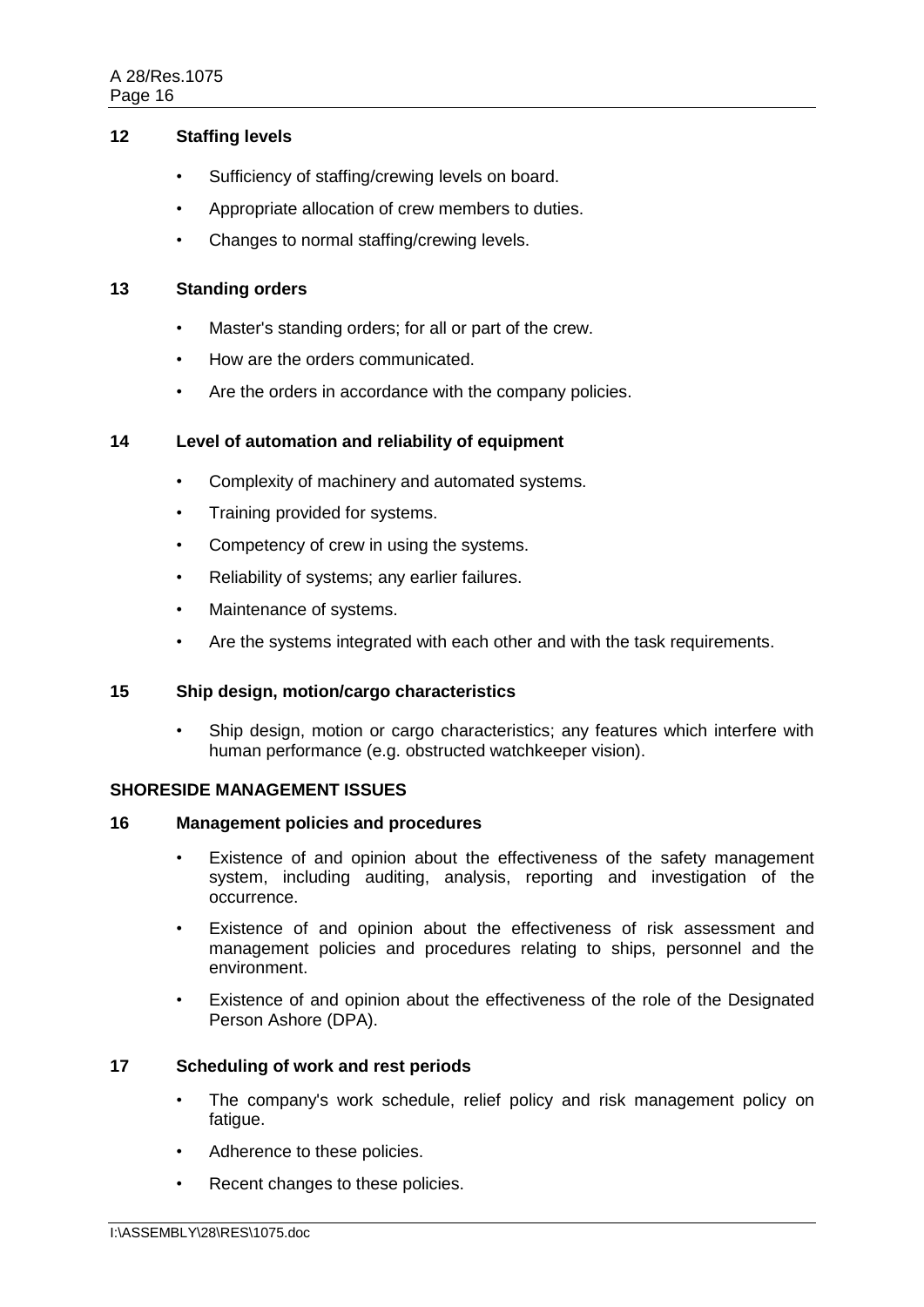### 12 Staffing levels

- Sufficiency of staffing/crewing levels on board.
- Appropriate allocation of crew members to duties.
- Changes to normal staffing/crewing levels.

### 13 Standing orders

- Master's standing orders; for all or part of the crew.
- How are the orders communicated.
- Are the orders in accordance with the company policies.

### 14 Level of automation and reliability of equipment

- Complexity of machinery and automated systems.
- Training provided for systems.
- Competency of crew in using the systems.
- Reliability of systems; any earlier failures.
- Maintenance of systems.
- Are the systems integrated with each other and with the task requirements.

### 15 Ship design, motion/cargo characteristics

- Ship design, motion or cargo characteristics; any features which interfere with human performance (e.g. obstructed watchkeeper vision).

## SHORESIDE MANAGEMENT ISSUES

### 16 Management policies and procedures

- Existence of and opinion about the effectiveness of the safety management system, including auditing, analysis, reporting and investigation of the occurrence.
- Existence of and opinion about the effectiveness of risk assessment and management policies and procedures relating to ships, personnel and the environment.
- Existence of and opinion about the effectiveness of the role of the Designated Person Ashore (DPA).

### 17 Scheduling of work and rest periods

- The company's work schedule, relief policy and risk management policy on fatigue.
- Adherence to these policies.
- Recent changes to these policies.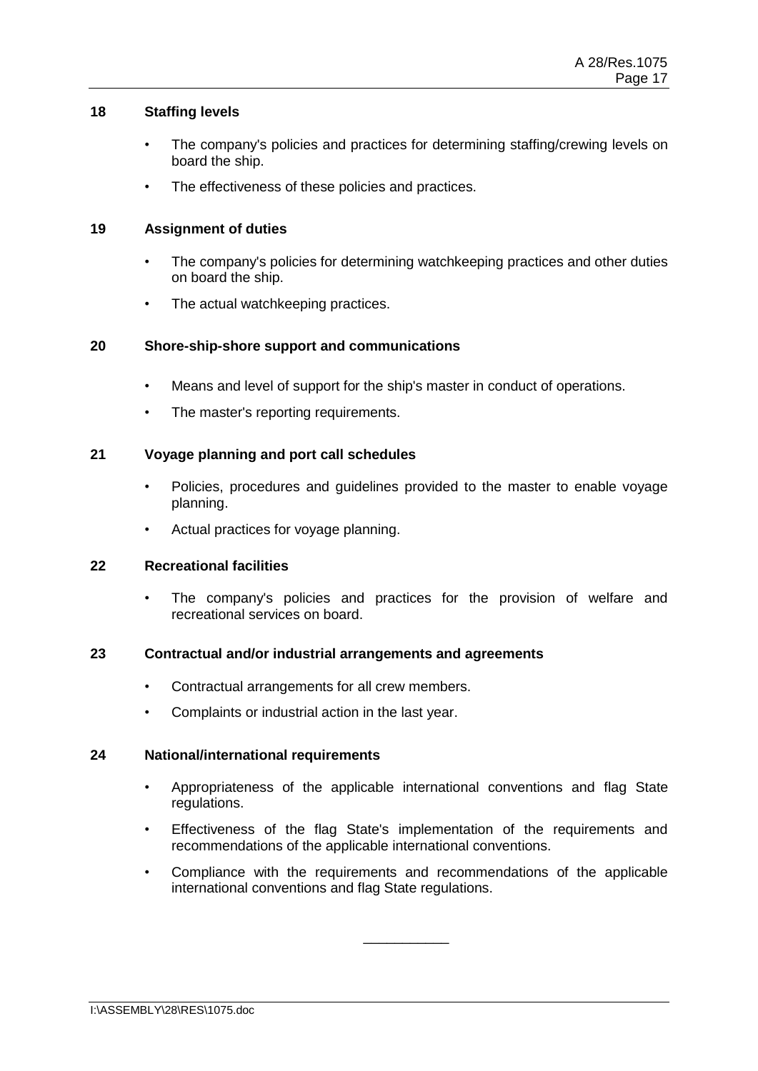**18 Staffing levels**

- The company's policies and practices for determining staffing/crewing levels on board the ship.
- The effectiveness of these policies and practices.

**19 Assignment of duties**

- The company's policies for determining watchkeeping practices and other duties on board the ship.
- The actual watchkeeping practices.

**20 Shore-ship-shore support and communications**

- Means and level of support for the ship's master in conduct of operations.
- The master's reporting requirements.

**21 Voyage planning and port call schedules**

- Policies, procedures and guidelines provided to the master to enable voyage planning.
- Actual practices for voyage planning.

**22 Recreational facilities**

- The company's policies and practices for the provision of welfare and recreational services on board.

**23 Contractual and/or industrial arrangements and agreements**

- Contractual arrangements for all crew members.
- Complaints or industrial action in the last year.

**24 National/international requirements**

- Appropriateness of the applicable international conventions and flag State regulations.
- Effectiveness of the flag State's implementation of the requirements and recommendations of the applicable international conventions.
- Compliance with the requirements and recommendations of the applicable international conventions and flag State regulations.

___________